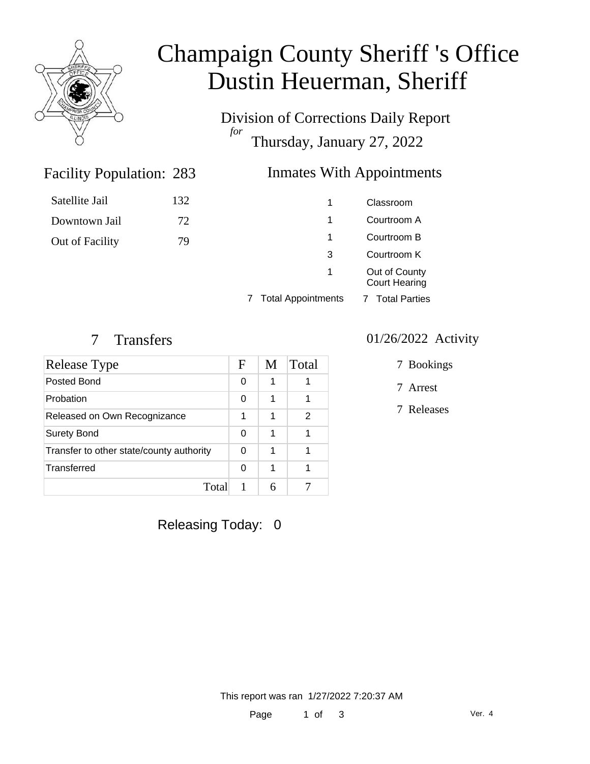# Champaign County Sheriff 's Office
# Dustin Heuerman, Sheriff

Division of Corrections Daily Report
*for*
Thursday, January 27, 2022

## Facility Population: 283

| | |
|---|---|
| Satellite Jail | 132 |
| Downtown Jail | 72 |
| Out of Facility | 79 |

## Inmates With Appointments

| | |
|---|---|
| 1 | Classroom |
| 1 | Courtroom A |
| 1 | Courtroom B |
| 3 | Courtroom K |
| 1 | Out of County Court Hearing |

7 Total Appointments   7 Total Parties

## 7 Transfers

| Release Type | F | M | Total |
|---|---|---|---|
| Posted Bond | 0 | 1 | 1 |
| Probation | 0 | 1 | 1 |
| Released on Own Recognizance | 1 | 1 | 2 |
| Surety Bond | 0 | 1 | 1 |
| Transfer to other state/county authority | 0 | 1 | 1 |
| Transferred | 0 | 1 | 1 |
| Total | 1 | 6 | 7 |

## 01/26/2022 Activity

- 7 Bookings
- 7 Arrest
- 7 Releases

Releasing Today: 0

This report was ran 1/27/2022 7:20:37 AM

Ver. 4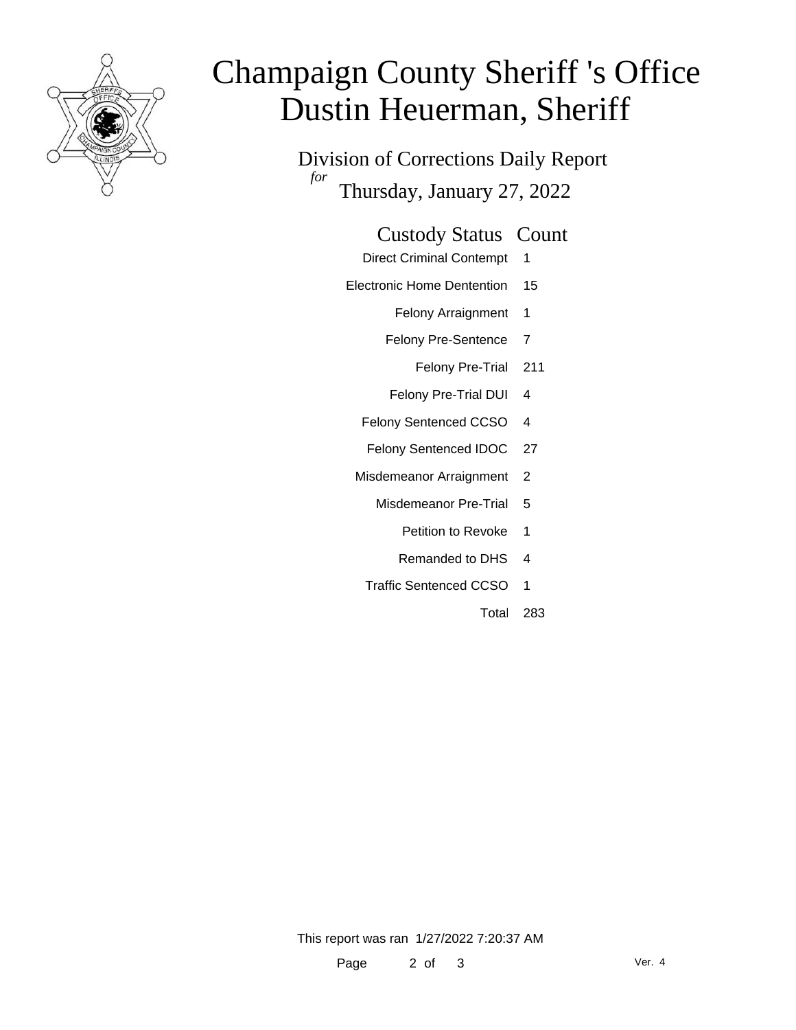# Champaign County Sheriff 's Office
# Dustin Heuerman, Sheriff

Division of Corrections Daily Report
*for*
Thursday, January 27, 2022

| Custody Status | Count |
|---|---|
| Direct Criminal Contempt | 1 |
| Electronic Home Dentention | 15 |
| Felony Arraignment | 1 |
| Felony Pre-Sentence | 7 |
| Felony Pre-Trial | 211 |
| Felony Pre-Trial DUI | 4 |
| Felony Sentenced CCSO | 4 |
| Felony Sentenced IDOC | 27 |
| Misdemeanor Arraignment | 2 |
| Misdemeanor Pre-Trial | 5 |
| Petition to Revoke | 1 |
| Remanded to DHS | 4 |
| Traffic Sentenced CCSO | 1 |
| Total | 283 |

This report was ran 1/27/2022 7:20:37 AM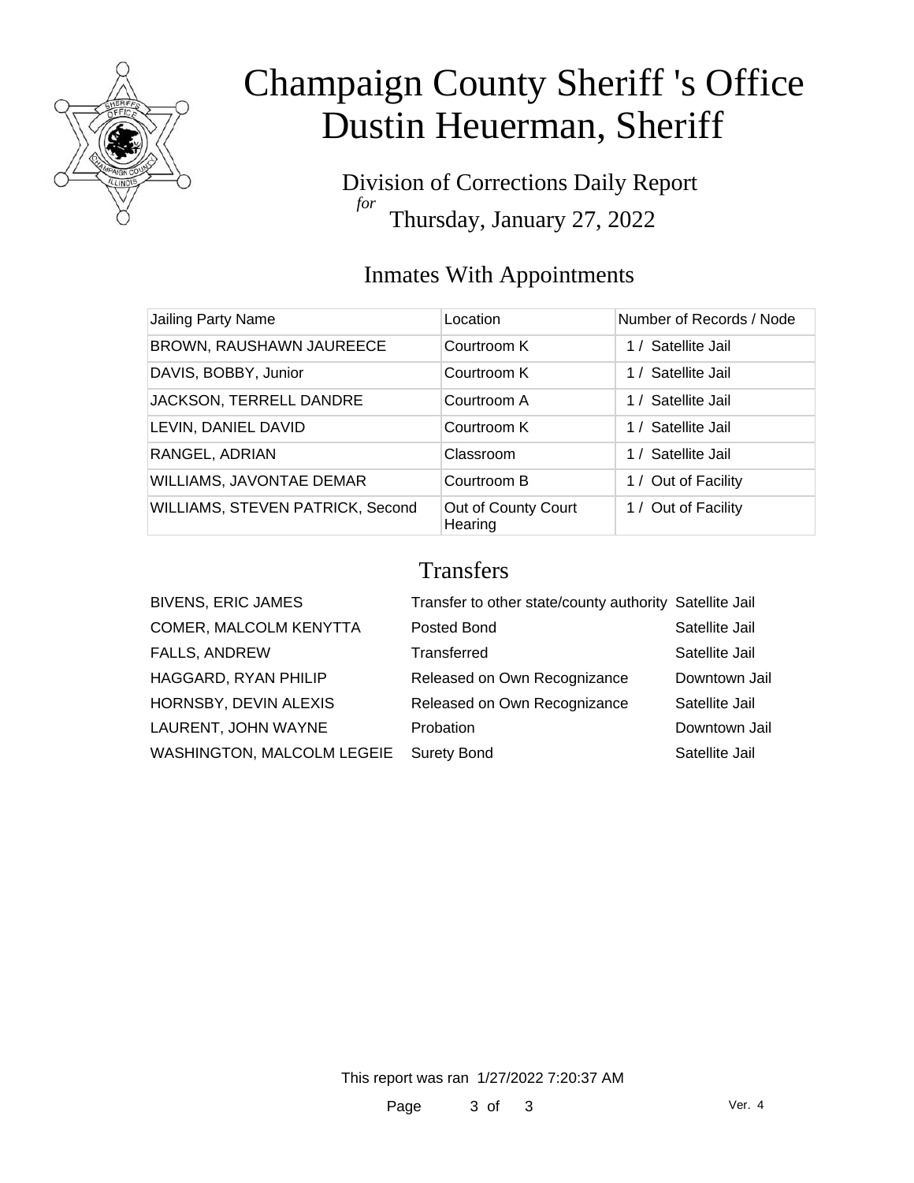# Champaign County Sheriff 's Office
# Dustin Heuerman, Sheriff

Division of Corrections Daily Report
*for*
Thursday, January 27, 2022

## Inmates With Appointments

| Jailing Party Name | Location | Number of Records / Node |
|---|---|---|
| BROWN, RAUSHAWN JAUREECE | Courtroom K | 1 / Satellite Jail |
| DAVIS, BOBBY, Junior | Courtroom K | 1 / Satellite Jail |
| JACKSON, TERRELL DANDRE | Courtroom A | 1 / Satellite Jail |
| LEVIN, DANIEL DAVID | Courtroom K | 1 / Satellite Jail |
| RANGEL, ADRIAN | Classroom | 1 / Satellite Jail |
| WILLIAMS, JAVONTAE DEMAR | Courtroom B | 1 / Out of Facility |
| WILLIAMS, STEVEN PATRICK, Second | Out of County Court Hearing | 1 / Out of Facility |

## Transfers

| | | |
|---|---|---|
| BIVENS, ERIC JAMES | Transfer to other state/county authority | Satellite Jail |
| COMER, MALCOLM KENYTTA | Posted Bond | Satellite Jail |
| FALLS, ANDREW | Transferred | Satellite Jail |
| HAGGARD, RYAN PHILIP | Released on Own Recognizance | Downtown Jail |
| HORNSBY, DEVIN ALEXIS | Released on Own Recognizance | Satellite Jail |
| LAURENT, JOHN WAYNE | Probation | Downtown Jail |
| WASHINGTON, MALCOLM LEGEIE | Surety Bond | Satellite Jail |

This report was ran 1/27/2022 7:20:37 AM

Ver. 4